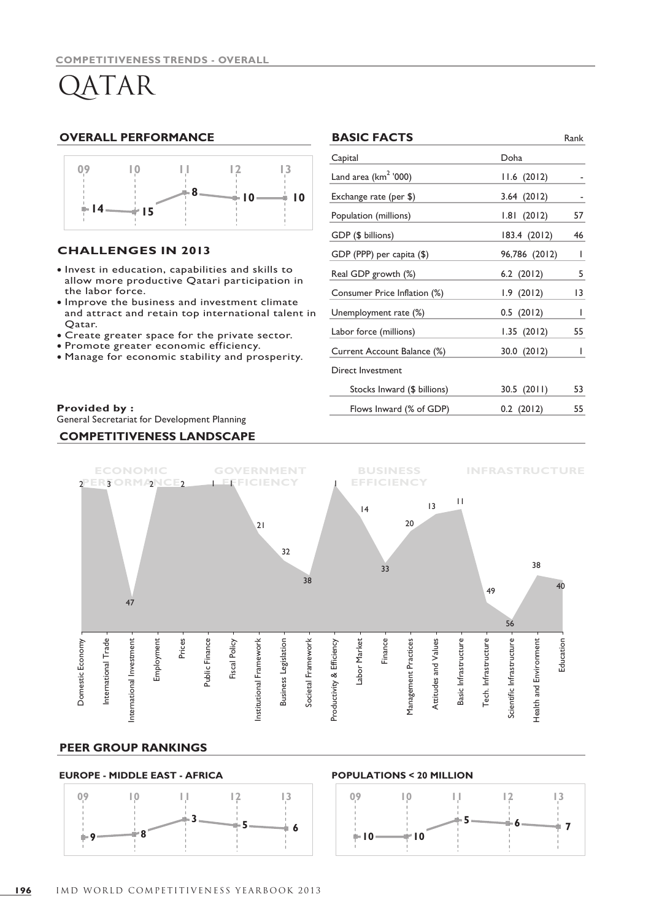COMPETITIVENESS TRENDS - OVERALL

# QATAR

## OVERALL PERFORMANCE

| 09 | 10 | 11 | 12 | 13 |
|---|---|---|---|---|
| 14 | 15 | 8 | 10 | 10 |

## CHALLENGES IN 2013

- Invest in education, capabilities and skills to allow more productive Qatari participation in the labor force.
- Improve the business and investment climate and attract and retain top international talent in Qatar.
- Create greater space for the private sector.
- Promote greater economic efficiency.
- Manage for economic stability and prosperity.

**Provided by :**
General Secretariat for Development Planning

## BASIC FACTS

| BASIC FACTS | | Rank |
|---|---|---|
| Capital | Doha | |
| Land area ($km^2$ '000) | 11.6 (2012) | - |
| Exchange rate (per $) | 3.64 (2012) | - |
| Population (millions) | 1.81 (2012) | 57 |
| GDP ($ billions) | 183.4 (2012) | 46 |
| GDP (PPP) per capita ($) | 96,786 (2012) | 1 |
| Real GDP growth (%) | 6.2 (2012) | 5 |
| Consumer Price Inflation (%) | 1.9 (2012) | 13 |
| Unemployment rate (%) | 0.5 (2012) | 1 |
| Labor force (millions) | 1.35 (2012) | 55 |
| Current Account Balance (%) | 30.0 (2012) | 1 |
| Direct Investment | | |
| Stocks Inward ($ billions) | 30.5 (2011) | 53 |
| Flows Inward (% of GDP) | 0.2 (2012) | 55 |

## COMPETITIVENESS LANDSCAPE

| Factor | Sub-factor | Rank |
|---|---|---|
| ECONOMIC PERFORMANCE | Domestic Economy | 2 |
| | International Trade | 3 |
| | International Investment | 47 |
| | Employment | 2 |
| | Prices | 2 |
| GOVERNMENT EFFICIENCY | Public Finance | 1 |
| | Fiscal Policy | 1 |
| | Institutional Framework | 21 |
| | Business Legislation | 32 |
| | Societal Framework | 38 |
| BUSINESS EFFICIENCY | Productivity & Efficiency | 1 |
| | Labor Market | 14 |
| | Finance | 33 |
| | Management Practices | 20 |
| | Attitudes and Values | 13 |
| INFRASTRUCTURE | Basic Infrastructure | 11 |
| | Tech. Infrastructure | 49 |
| | Scientific Infrastructure | 56 |
| | Health and Environment | 38 |
| | Education | 40 |

## PEER GROUP RANKINGS

### EUROPE - MIDDLE EAST - AFRICA

| 09 | 10 | 11 | 12 | 13 |
|---|---|---|---|---|
| 9 | 8 | 3 | 5 | 6 |

### POPULATIONS < 20 MILLION

| 09 | 10 | 11 | 12 | 13 |
|---|---|---|---|---|
| 10 | 10 | 5 | 6 | 7 |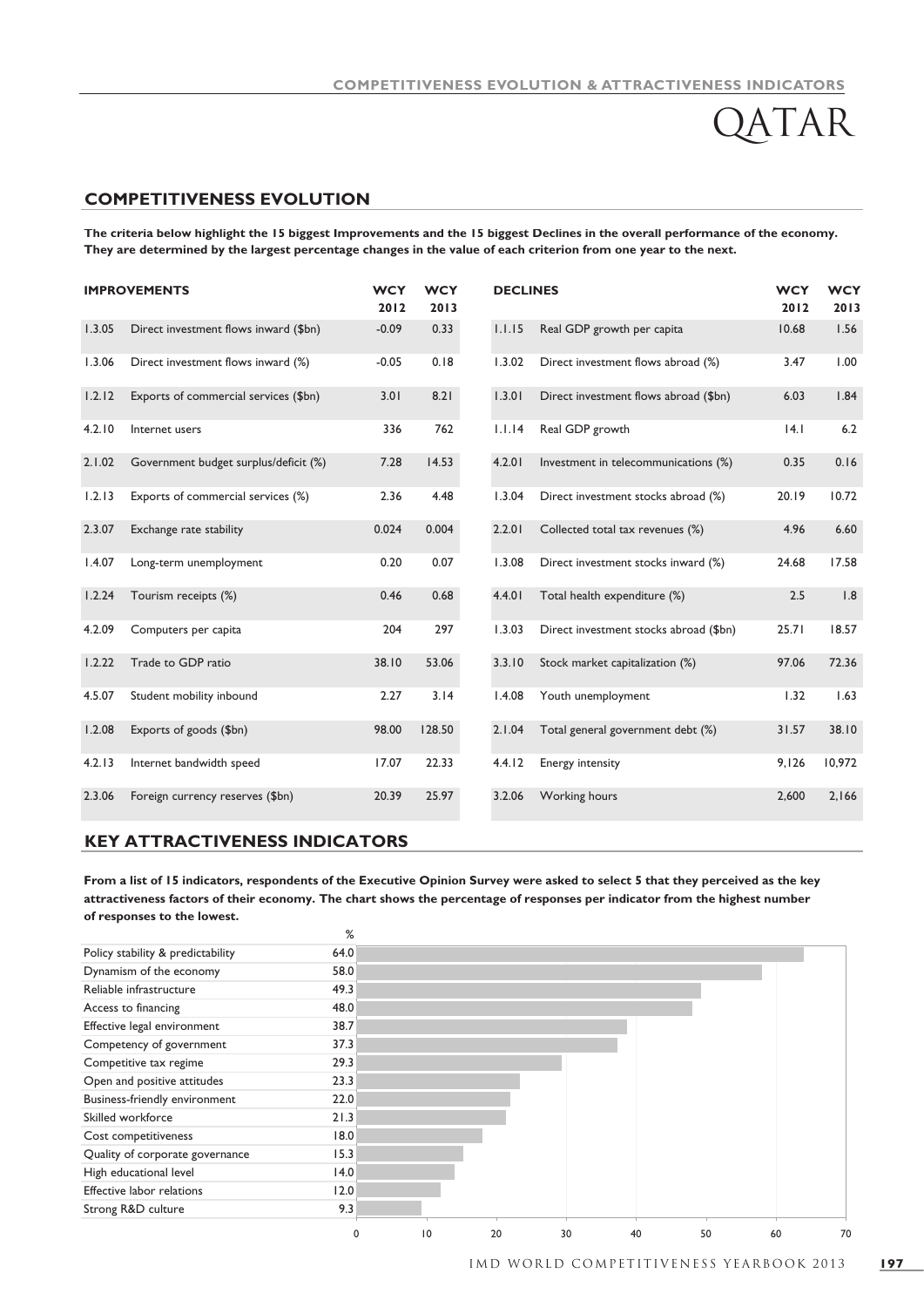# QATAR

## COMPETITIVENESS EVOLUTION

**The criteria below highlight the 15 biggest Improvements and the 15 biggest Declines in the overall performance of the economy. They are determined by the largest percentage changes in the value of each criterion from one year to the next.**

| IMPROVEMENTS | | WCY 2012 | WCY 2013 |
|---|---|---|---|
| 1.3.05 | Direct investment flows inward ($bn) | -0.09 | 0.33 |
| 1.3.06 | Direct investment flows inward (%) | -0.05 | 0.18 |
| 1.2.12 | Exports of commercial services ($bn) | 3.01 | 8.21 |
| 4.2.10 | Internet users | 336 | 762 |
| 2.1.02 | Government budget surplus/deficit (%) | 7.28 | 14.53 |
| 1.2.13 | Exports of commercial services (%) | 2.36 | 4.48 |
| 2.3.07 | Exchange rate stability | 0.024 | 0.004 |
| 1.4.07 | Long-term unemployment | 0.20 | 0.07 |
| 1.2.24 | Tourism receipts (%) | 0.46 | 0.68 |
| 4.2.09 | Computers per capita | 204 | 297 |
| 1.2.22 | Trade to GDP ratio | 38.10 | 53.06 |
| 4.5.07 | Student mobility inbound | 2.27 | 3.14 |
| 1.2.08 | Exports of goods ($bn) | 98.00 | 128.50 |
| 4.2.13 | Internet bandwidth speed | 17.07 | 22.33 |
| 2.3.06 | Foreign currency reserves ($bn) | 20.39 | 25.97 |

| DECLINES | | WCY 2012 | WCY 2013 |
|---|---|---|---|
| 1.1.15 | Real GDP growth per capita | 10.68 | 1.56 |
| 1.3.02 | Direct investment flows abroad (%) | 3.47 | 1.00 |
| 1.3.01 | Direct investment flows abroad ($bn) | 6.03 | 1.84 |
| 1.1.14 | Real GDP growth | 14.1 | 6.2 |
| 4.2.01 | Investment in telecommunications (%) | 0.35 | 0.16 |
| 1.3.04 | Direct investment stocks abroad (%) | 20.19 | 10.72 |
| 2.2.01 | Collected total tax revenues (%) | 4.96 | 6.60 |
| 1.3.08 | Direct investment stocks inward (%) | 24.68 | 17.58 |
| 4.4.01 | Total health expenditure (%) | 2.5 | 1.8 |
| 1.3.03 | Direct investment stocks abroad ($bn) | 25.71 | 18.57 |
| 3.3.10 | Stock market capitalization (%) | 97.06 | 72.36 |
| 1.4.08 | Youth unemployment | 1.32 | 1.63 |
| 2.1.04 | Total general government debt (%) | 31.57 | 38.10 |
| 4.4.12 | Energy intensity | 9,126 | 10,972 |
| 3.2.06 | Working hours | 2,600 | 2,166 |

## KEY ATTRACTIVENESS INDICATORS

**From a list of 15 indicators, respondents of the Executive Opinion Survey were asked to select 5 that they perceived as the key attractiveness factors of their economy. The chart shows the percentage of responses per indicator from the highest number of responses to the lowest.**

| Indicator | % |
|---|---|
| Policy stability & predictability | 64.0 |
| Dynamism of the economy | 58.0 |
| Reliable infrastructure | 49.3 |
| Access to financing | 48.0 |
| Effective legal environment | 38.7 |
| Competency of government | 37.3 |
| Competitive tax regime | 29.3 |
| Open and positive attitudes | 23.3 |
| Business-friendly environment | 22.0 |
| Skilled workforce | 21.3 |
| Cost competitiveness | 18.0 |
| Quality of corporate governance | 15.3 |
| High educational level | 14.0 |
| Effective labor relations | 12.0 |
| Strong R&D culture | 9.3 |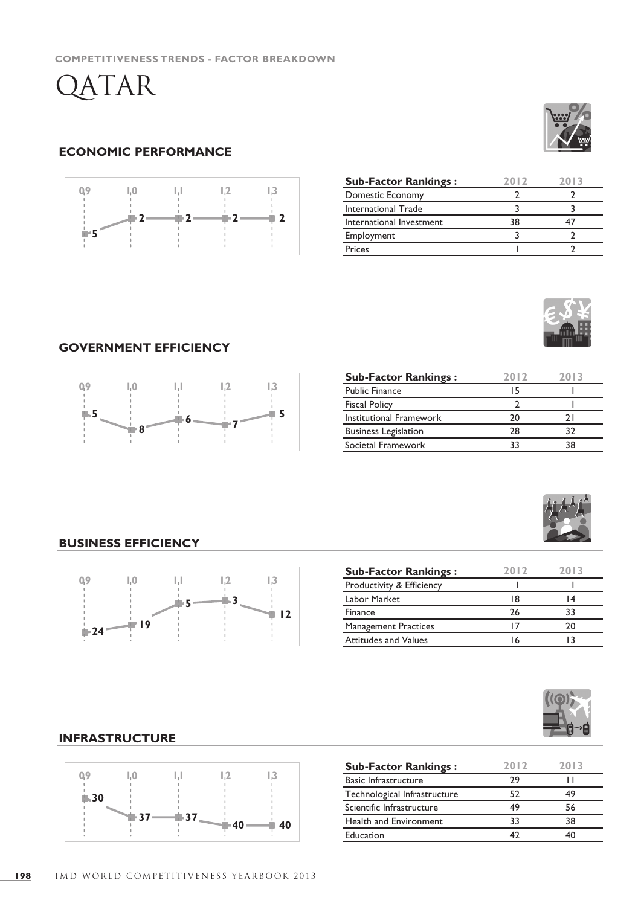COMPETITIVENESS TRENDS - FACTOR BREAKDOWN

# QATAR

## ECONOMIC PERFORMANCE

| 09 | 10 | 11 | 12 | 13 |
|---|---|---|---|---|
| 5 | 2 | 2 | 2 | 2 |

| Sub-Factor Rankings : | 2012 | 2013 |
|---|---|---|
| Domestic Economy | 2 | 2 |
| International Trade | 3 | 3 |
| International Investment | 38 | 47 |
| Employment | 3 | 2 |
| Prices | 1 | 2 |

## GOVERNMENT EFFICIENCY

| 09 | 10 | 11 | 12 | 13 |
|---|---|---|---|---|
| 5 | 8 | 6 | 7 | 5 |

| Sub-Factor Rankings : | 2012 | 2013 |
|---|---|---|
| Public Finance | 15 | 1 |
| Fiscal Policy | 2 | 1 |
| Institutional Framework | 20 | 21 |
| Business Legislation | 28 | 32 |
| Societal Framework | 33 | 38 |

## BUSINESS EFFICIENCY

| 09 | 10 | 11 | 12 | 13 |
|---|---|---|---|---|
| 24 | 19 | 5 | 3 | 12 |

| Sub-Factor Rankings : | 2012 | 2013 |
|---|---|---|
| Productivity & Efficiency | 1 | 1 |
| Labor Market | 18 | 14 |
| Finance | 26 | 33 |
| Management Practices | 17 | 20 |
| Attitudes and Values | 16 | 13 |

## INFRASTRUCTURE

| 09 | 10 | 11 | 12 | 13 |
|---|---|---|---|---|
| 30 | 37 | 37 | 40 | 40 |

| Sub-Factor Rankings : | 2012 | 2013 |
|---|---|---|
| Basic Infrastructure | 29 | 11 |
| Technological Infrastructure | 52 | 49 |
| Scientific Infrastructure | 49 | 56 |
| Health and Environment | 33 | 38 |
| Education | 42 | 40 |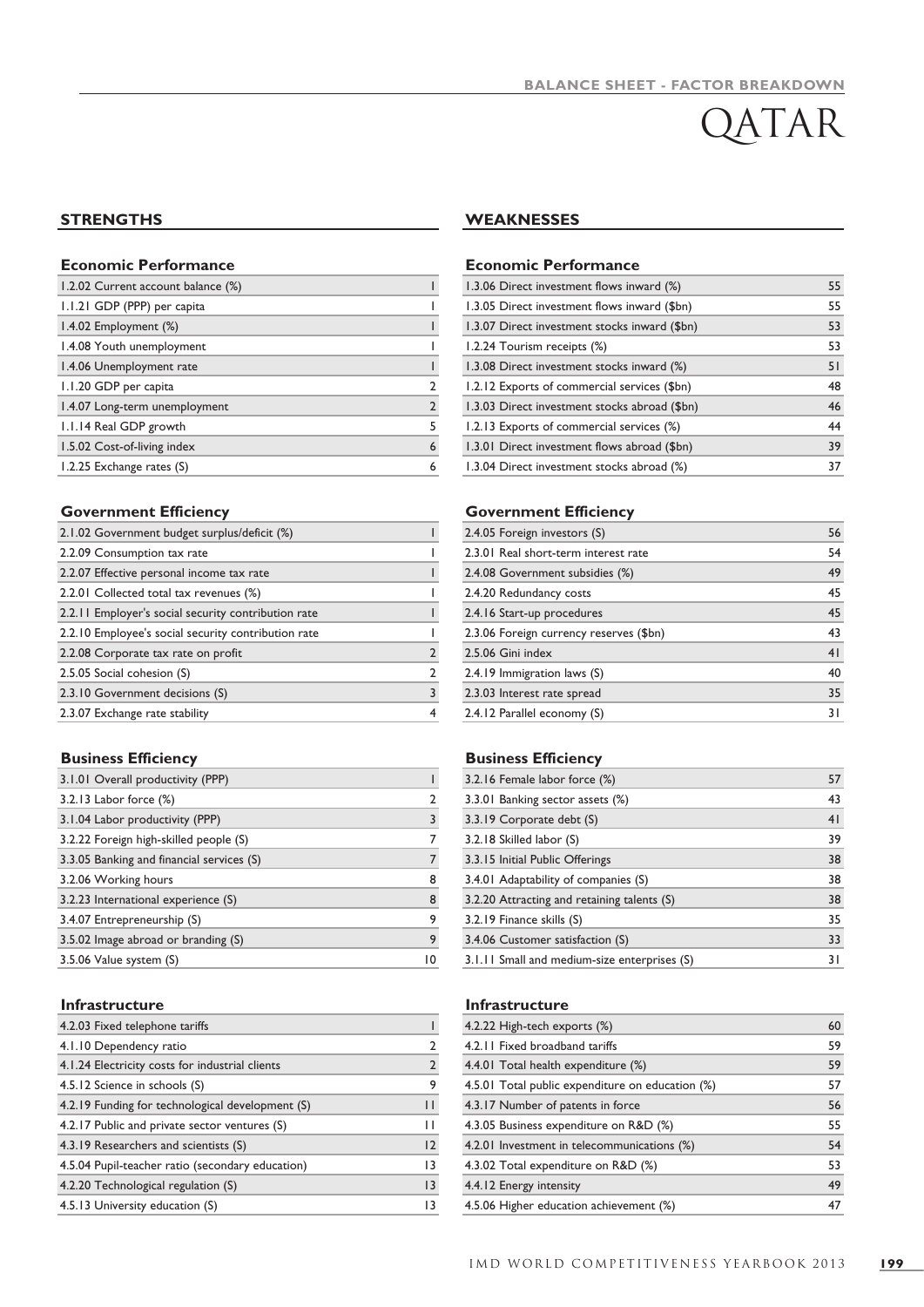# QATAR

## BALANCE SHEET - FACTOR BREAKDOWN

## STRENGTHS

### Economic Performance

| | |
|---|---|
| 1.2.02 Current account balance (%) | 1 |
| 1.1.21 GDP (PPP) per capita | 1 |
| 1.4.02 Employment (%) | 1 |
| 1.4.08 Youth unemployment | 1 |
| 1.4.06 Unemployment rate | 1 |
| 1.1.20 GDP per capita | 2 |
| 1.4.07 Long-term unemployment | 2 |
| 1.1.14 Real GDP growth | 5 |
| 1.5.02 Cost-of-living index | 6 |
| 1.2.25 Exchange rates (S) | 6 |

### Government Efficiency

| | |
|---|---|
| 2.1.02 Government budget surplus/deficit (%) | 1 |
| 2.2.09 Consumption tax rate | 1 |
| 2.2.07 Effective personal income tax rate | 1 |
| 2.2.01 Collected total tax revenues (%) | 1 |
| 2.2.11 Employer's social security contribution rate | 1 |
| 2.2.10 Employee's social security contribution rate | 1 |
| 2.2.08 Corporate tax rate on profit | 2 |
| 2.5.05 Social cohesion (S) | 2 |
| 2.3.10 Government decisions (S) | 3 |
| 2.3.07 Exchange rate stability | 4 |

### Business Efficiency

| | |
|---|---|
| 3.1.01 Overall productivity (PPP) | 1 |
| 3.2.13 Labor force (%) | 2 |
| 3.1.04 Labor productivity (PPP) | 3 |
| 3.2.22 Foreign high-skilled people (S) | 7 |
| 3.3.05 Banking and financial services (S) | 7 |
| 3.2.06 Working hours | 8 |
| 3.2.23 International experience (S) | 8 |
| 3.4.07 Entrepreneurship (S) | 9 |
| 3.5.02 Image abroad or branding (S) | 9 |
| 3.5.06 Value system (S) | 10 |

### Infrastructure

| | |
|---|---|
| 4.2.03 Fixed telephone tariffs | 1 |
| 4.1.10 Dependency ratio | 2 |
| 4.1.24 Electricity costs for industrial clients | 2 |
| 4.5.12 Science in schools (S) | 9 |
| 4.2.19 Funding for technological development (S) | 11 |
| 4.2.17 Public and private sector ventures (S) | 11 |
| 4.3.19 Researchers and scientists (S) | 12 |
| 4.5.04 Pupil-teacher ratio (secondary education) | 13 |
| 4.2.20 Technological regulation (S) | 13 |
| 4.5.13 University education (S) | 13 |

## WEAKNESSES

### Economic Performance

| | |
|---|---|
| 1.3.06 Direct investment flows inward (%) | 55 |
| 1.3.05 Direct investment flows inward ($bn) | 55 |
| 1.3.07 Direct investment stocks inward ($bn) | 53 |
| 1.2.24 Tourism receipts (%) | 53 |
| 1.3.08 Direct investment stocks inward (%) | 51 |
| 1.2.12 Exports of commercial services ($bn) | 48 |
| 1.3.03 Direct investment stocks abroad ($bn) | 46 |
| 1.2.13 Exports of commercial services (%) | 44 |
| 1.3.01 Direct investment flows abroad ($bn) | 39 |
| 1.3.04 Direct investment stocks abroad (%) | 37 |

### Government Efficiency

| | |
|---|---|
| 2.4.05 Foreign investors (S) | 56 |
| 2.3.01 Real short-term interest rate | 54 |
| 2.4.08 Government subsidies (%) | 49 |
| 2.4.20 Redundancy costs | 45 |
| 2.4.16 Start-up procedures | 45 |
| 2.3.06 Foreign currency reserves ($bn) | 43 |
| 2.5.06 Gini index | 41 |
| 2.4.19 Immigration laws (S) | 40 |
| 2.3.03 Interest rate spread | 35 |
| 2.4.12 Parallel economy (S) | 31 |

### Business Efficiency

| | |
|---|---|
| 3.2.16 Female labor force (%) | 57 |
| 3.3.01 Banking sector assets (%) | 43 |
| 3.3.19 Corporate debt (S) | 41 |
| 3.2.18 Skilled labor (S) | 39 |
| 3.3.15 Initial Public Offerings | 38 |
| 3.4.01 Adaptability of companies (S) | 38 |
| 3.2.20 Attracting and retaining talents (S) | 38 |
| 3.2.19 Finance skills (S) | 35 |
| 3.4.06 Customer satisfaction (S) | 33 |
| 3.1.11 Small and medium-size enterprises (S) | 31 |

### Infrastructure

| | |
|---|---|
| 4.2.22 High-tech exports (%) | 60 |
| 4.2.11 Fixed broadband tariffs | 59 |
| 4.4.01 Total health expenditure (%) | 59 |
| 4.5.01 Total public expenditure on education (%) | 57 |
| 4.3.17 Number of patents in force | 56 |
| 4.3.05 Business expenditure on R&D (%) | 55 |
| 4.2.01 Investment in telecommunications (%) | 54 |
| 4.3.02 Total expenditure on R&D (%) | 53 |
| 4.4.12 Energy intensity | 49 |
| 4.5.06 Higher education achievement (%) | 47 |